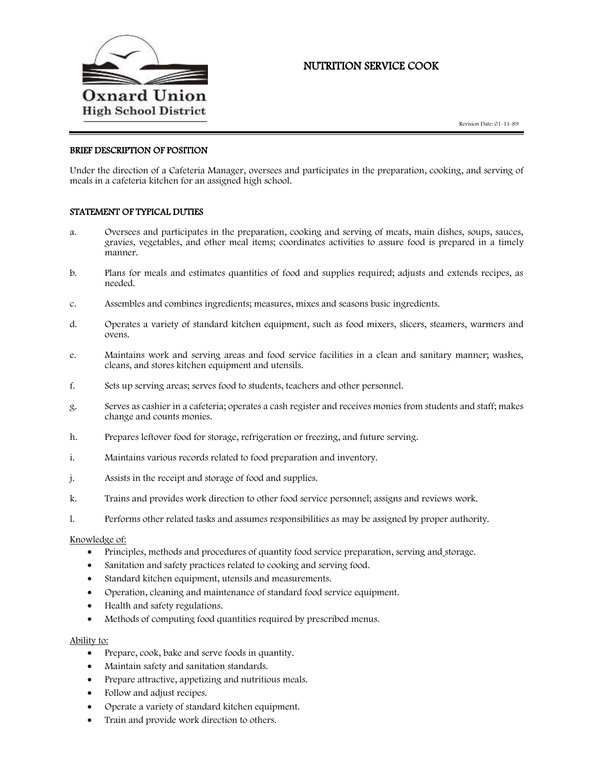Oxnard Union
High School District

# NUTRITION SERVICE COOK

Revision Date: 01-11-89

## BRIEF DESCRIPTION OF POSITION

Under the direction of a Cafeteria Manager, oversees and participates in the preparation, cooking, and serving of meals in a cafeteria kitchen for an assigned high school.

## STATEMENT OF TYPICAL DUTIES

a. Oversees and participates in the preparation, cooking and serving of meats, main dishes, soups, sauces, gravies, vegetables, and other meal items; coordinates activities to assure food is prepared in a timely manner.

b. Plans for meals and estimates quantities of food and supplies required; adjusts and extends recipes, as needed.

c. Assembles and combines ingredients; measures, mixes and seasons basic ingredients.

d. Operates a variety of standard kitchen equipment, such as food mixers, slicers, steamers, warmers and ovens.

e. Maintains work and serving areas and food service facilities in a clean and sanitary manner; washes, cleans, and stores kitchen equipment and utensils.

f. Sets up serving areas; serves food to students, teachers and other personnel.

g. Serves as cashier in a cafeteria; operates a cash register and receives monies from students and staff; makes change and counts monies.

h. Prepares leftover food for storage, refrigeration or freezing, and future serving.

i. Maintains various records related to food preparation and inventory.

j. Assists in the receipt and storage of food and supplies.

k. Trains and provides work direction to other food service personnel; assigns and reviews work.

l. Performs other related tasks and assumes responsibilities as may be assigned by proper authority.

Knowledge of:

- Principles, methods and procedures of quantity food service preparation, serving and storage.
- Sanitation and safety practices related to cooking and serving food.
- Standard kitchen equipment, utensils and measurements.
- Operation, cleaning and maintenance of standard food service equipment.
- Health and safety regulations.
- Methods of computing food quantities required by prescribed menus.

Ability to:

- Prepare, cook, bake and serve foods in quantity.
- Maintain safety and sanitation standards.
- Prepare attractive, appetizing and nutritious meals.
- Follow and adjust recipes.
- Operate a variety of standard kitchen equipment.
- Train and provide work direction to others.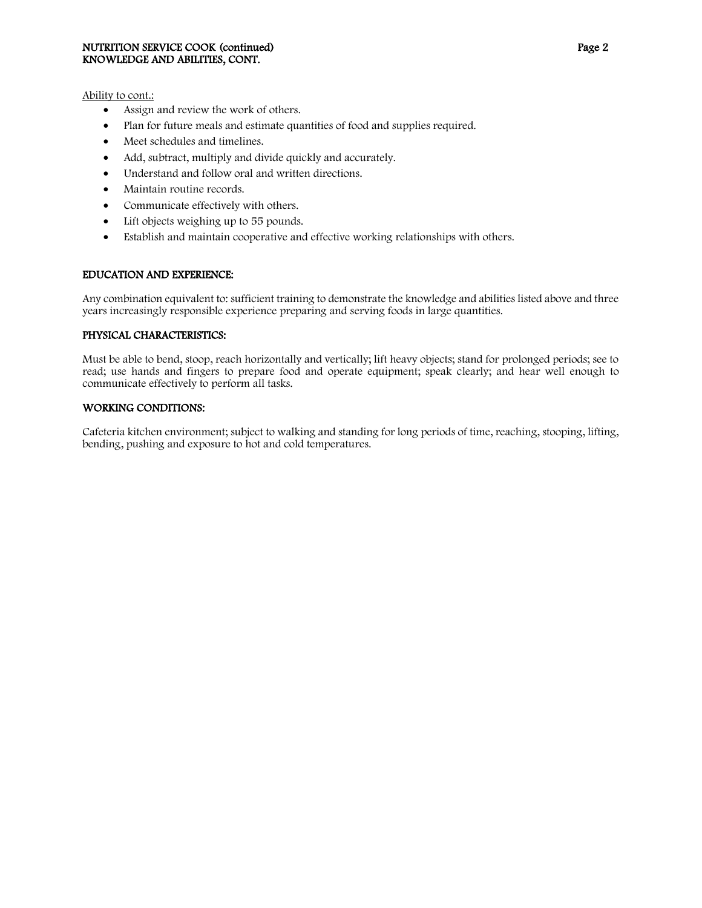Ability to cont.:

- Assign and review the work of others.
- Plan for future meals and estimate quantities of food and supplies required.
- Meet schedules and timelines.
- Add, subtract, multiply and divide quickly and accurately.
- Understand and follow oral and written directions.
- Maintain routine records.
- Communicate effectively with others.
- Lift objects weighing up to 55 pounds.
- Establish and maintain cooperative and effective working relationships with others.

## EDUCATION AND EXPERIENCE:

Any combination equivalent to: sufficient training to demonstrate the knowledge and abilities listed above and three years increasingly responsible experience preparing and serving foods in large quantities.

## PHYSICAL CHARACTERISTICS:

Must be able to bend, stoop, reach horizontally and vertically; lift heavy objects; stand for prolonged periods; see to read; use hands and fingers to prepare food and operate equipment; speak clearly; and hear well enough to communicate effectively to perform all tasks.

## WORKING CONDITIONS:

Cafeteria kitchen environment; subject to walking and standing for long periods of time, reaching, stooping, lifting, bending, pushing and exposure to hot and cold temperatures.